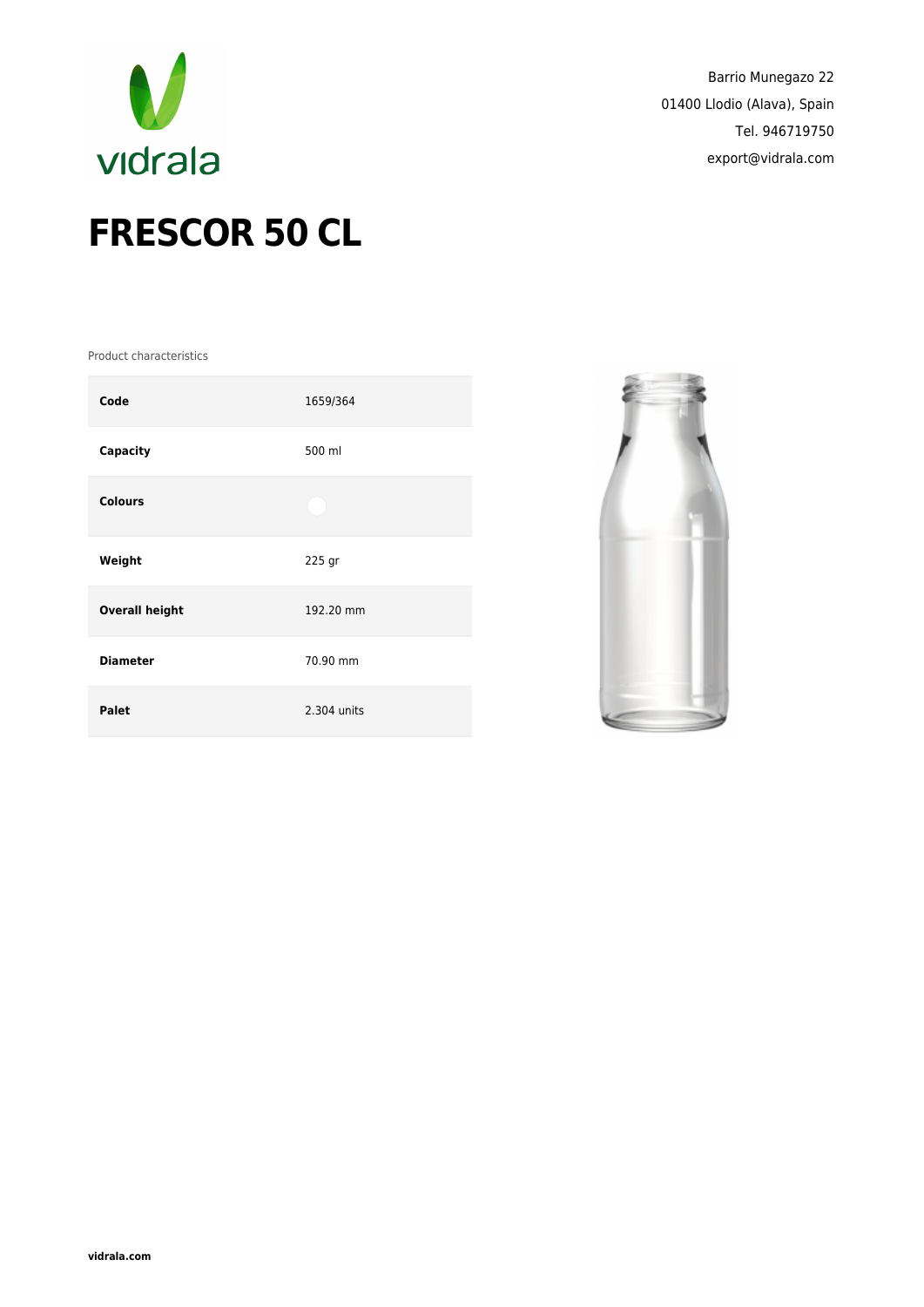Barrio Munegazo 22
01400 Llodio (Alava), Spain
Tel. 946719750
export@vidrala.com

# FRESCOR 50 CL

Product characteristics

| | |
|---|---|
| **Code** | 1659/364 |
| **Capacity** | 500 ml |
| **Colours** | |
| **Weight** | 225 gr |
| **Overall height** | 192.20 mm |
| **Diameter** | 70.90 mm |
| **Palet** | 2.304 units |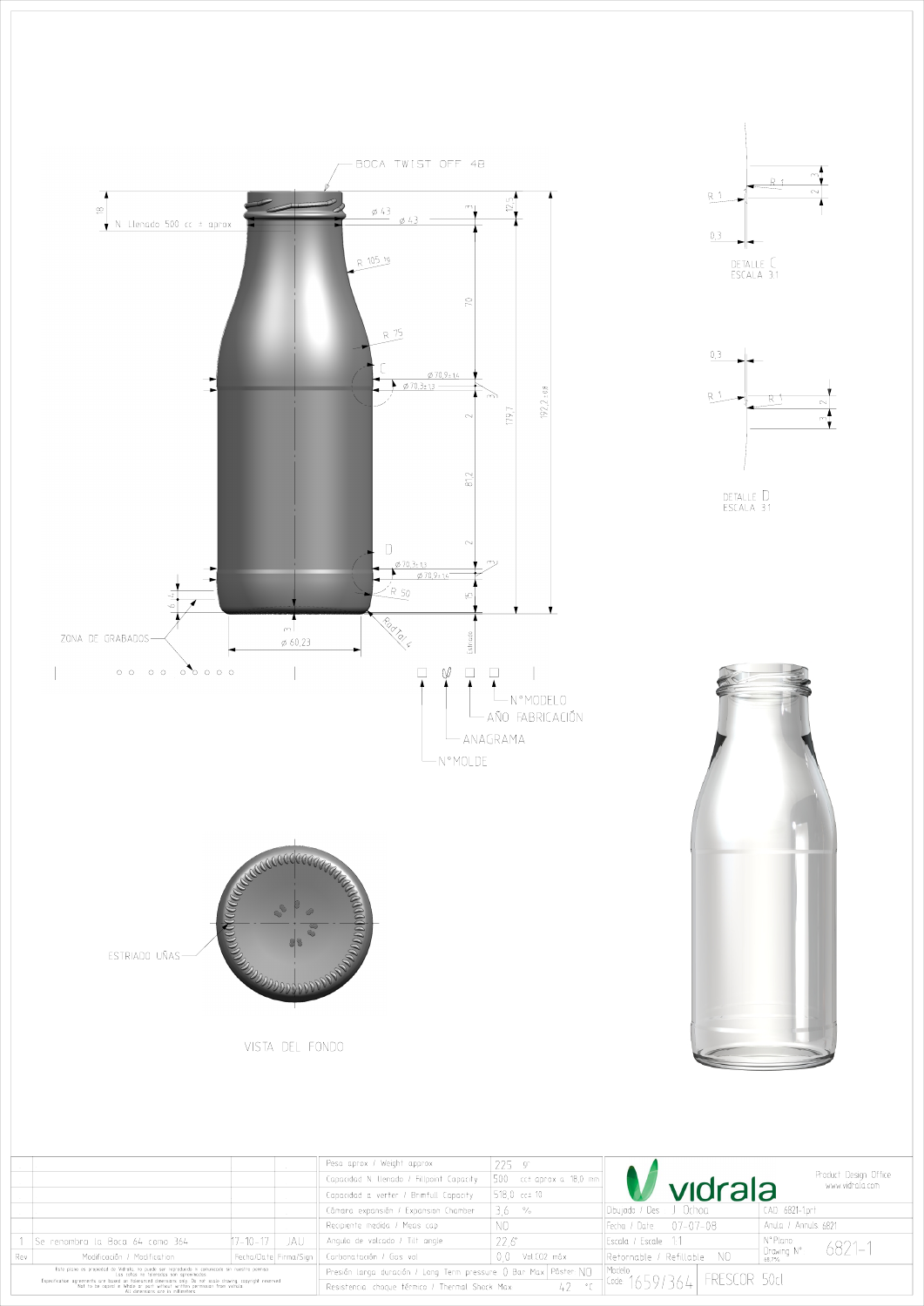BOCA TWIST OFF 48

18

N. llenado 500 cc ± aprox

ø 43

ø 43

3

12,5

R 105,19

70

R 75

C

ø 70,9±1,4

ø 70,3±1,3

3

2

179,7

192,2±0,8

81,2

2

D

ø 70,3±1,3

ø 70,9±1,4

3

15

R 50

6,4

Rad.Tal. 4

3

ø 60,23

Estriado

ZONA DE GRABADOS

N°MODELO

AÑO FABRICACIÓN

ANAGRAMA

N°MOLDE

R 1

R 1

3

2

0,3

DETALLE C
ESCALA 3:1

0,3

R 1

R 1

2

3

DETALLE D
ESCALA 3:1

ESTRIADO UÑAS

VISTA DEL FONDO

| | | | | | |
|---|---|---|---|---|---|
| | | | | Peso aprox / Weight approx | 225 g |
| | | | | Capacidad N. llenado / Fillpoint Capacity | 500 cc± aprox a 18,0 mm |
| | | | | Capacidad a verter / Brimfull Capacity | 518,0 cc± 10 |
| | | | | Cámara expansión / Expansion Chamber | 3,6 % |
| | | | | Recipiente medida / Meas cap | NO |
| 1 | Se renombra la Boca 64 como 364 | 17-10-17 | JAU | Angulo de volcado / Tilt angle | 22,6° |
| Rev | Modificación / Modification | Fecha/Date | Firma/Sign | Carbonatación / Gas vol | 0,0 Vol.CO2 máx |
| | | | | Presión larga duración / Long Term pressure | 0 Bar Max Póster NO |
| | | | | Resistencia choque térmico / Thermal Shock Max | 42 °C |

Este plano es propiedad de Vidrala, no puede ser reproducido ni comunicado sin nuestro permiso. Las cotas no toleradas son aproximadas.
Specification agreements are based on toleranced dimensions only. Do not scale drawing. copyright reserved. Not to be copied in whole or part without written permission from vidrala. All dimensions are in millimeters.

vidrala — Product Design Office — www.vidrala.com

| | |
|---|---|
| Dibujado / Des: I. Ochoa | CAD: 6821-1.prt |
| Fecha / Date: 07-07-08 | Anulla / Annuls: 6821 |
| Escala / Escale: 1:1 | N°Plano / Drawing N°: 6821-1 |
| Retornable / Refillable: NO | |
| Modelo / Code: 1659/364 | FRESCOR 50cl |